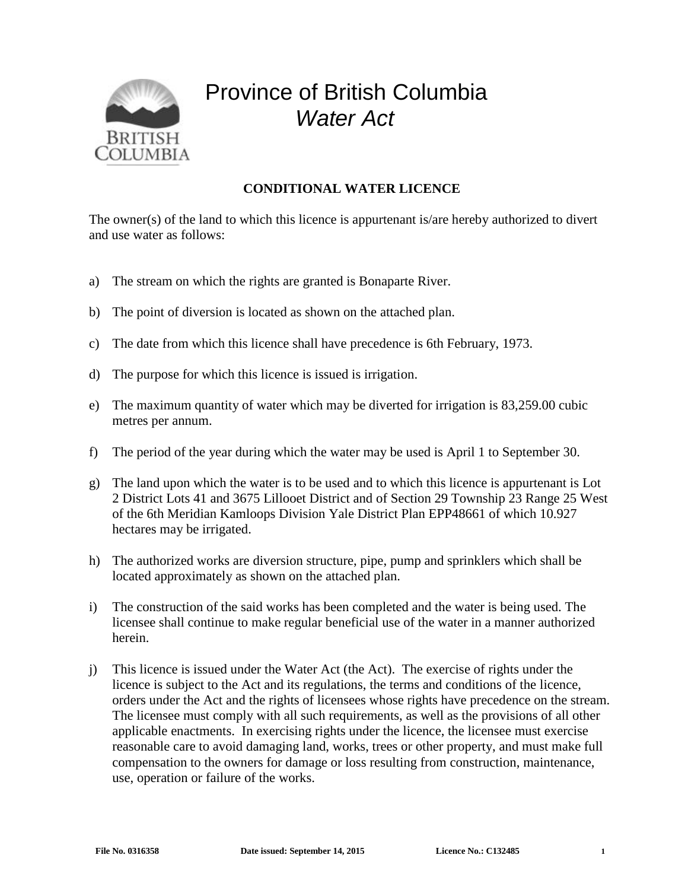# Province of British Columbia
## *Water Act*

**CONDITIONAL WATER LICENCE**

The owner(s) of the land to which this licence is appurtenant is/are hereby authorized to divert and use water as follows:

a) The stream on which the rights are granted is Bonaparte River.

b) The point of diversion is located as shown on the attached plan.

c) The date from which this licence shall have precedence is 6th February, 1973.

d) The purpose for which this licence is issued is irrigation.

e) The maximum quantity of water which may be diverted for irrigation is 83,259.00 cubic metres per annum.

f) The period of the year during which the water may be used is April 1 to September 30.

g) The land upon which the water is to be used and to which this licence is appurtenant is Lot 2 District Lots 41 and 3675 Lillooet District and of Section 29 Township 23 Range 25 West of the 6th Meridian Kamloops Division Yale District Plan EPP48661 of which 10.927 hectares may be irrigated.

h) The authorized works are diversion structure, pipe, pump and sprinklers which shall be located approximately as shown on the attached plan.

i) The construction of the said works has been completed and the water is being used. The licensee shall continue to make regular beneficial use of the water in a manner authorized herein.

j) This licence is issued under the Water Act (the Act). The exercise of rights under the licence is subject to the Act and its regulations, the terms and conditions of the licence, orders under the Act and the rights of licensees whose rights have precedence on the stream. The licensee must comply with all such requirements, as well as the provisions of all other applicable enactments. In exercising rights under the licence, the licensee must exercise reasonable care to avoid damaging land, works, trees or other property, and must make full compensation to the owners for damage or loss resulting from construction, maintenance, use, operation or failure of the works.

**File No. 0316358** **Date issued: September 14, 2015** **Licence No.: C132485**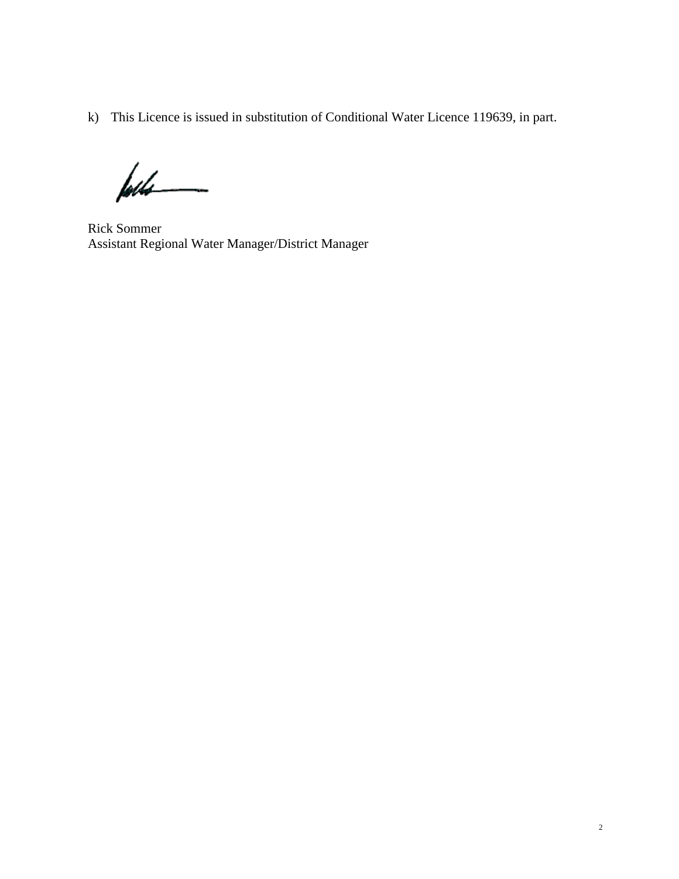k) This Licence is issued in substitution of Conditional Water Licence 119639, in part.

Rick Sommer
Assistant Regional Water Manager/District Manager